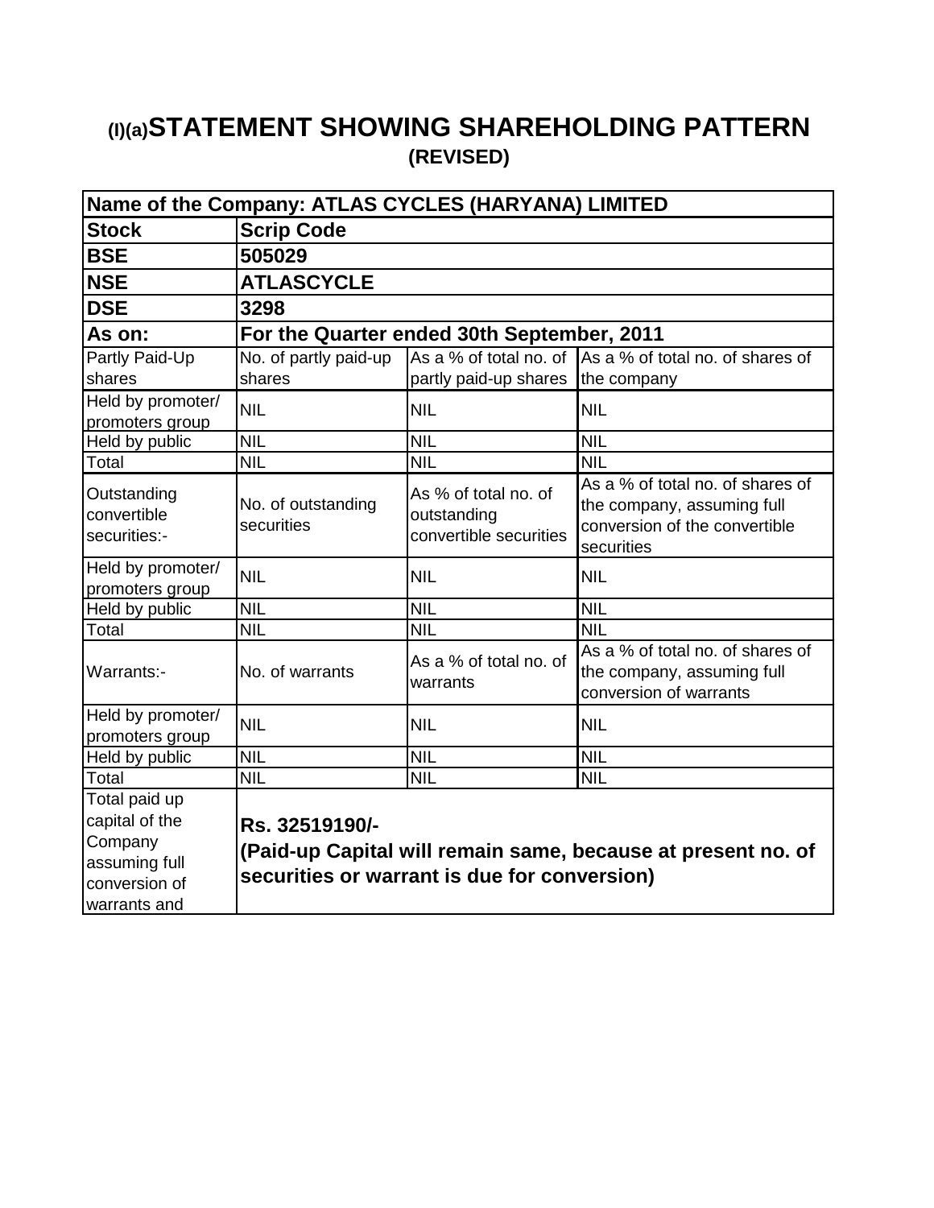# (I)(a)STATEMENT SHOWING SHAREHOLDING PATTERN

## (REVISED)

| Name of the Company: ATLAS CYCLES (HARYANA) LIMITED | | | |
|---|---|---|---|
| **Stock** | **Scrip Code** | | |
| **BSE** | **505029** | | |
| **NSE** | **ATLASCYCLE** | | |
| **DSE** | **3298** | | |
| **As on:** | **For the Quarter ended 30th September, 2011** | | |
| Partly Paid-Up shares | No. of partly paid-up shares | As a % of total no. of partly paid-up shares | As a % of total no. of shares of the company |
| Held by promoter/ promoters group | NIL | NIL | NIL |
| Held by public | NIL | NIL | NIL |
| Total | NIL | NIL | NIL |
| Outstanding convertible securities:- | No. of outstanding securities | As % of total no. of outstanding convertible securities | As a % of total no. of shares of the company, assuming full conversion of the convertible securities |
| Held by promoter/ promoters group | NIL | NIL | NIL |
| Held by public | NIL | NIL | NIL |
| Total | NIL | NIL | NIL |
| Warrants:- | No. of warrants | As a % of total no. of warrants | As a % of total no. of shares of the company, assuming full conversion of warrants |
| Held by promoter/ promoters group | NIL | NIL | NIL |
| Held by public | NIL | NIL | NIL |
| Total | NIL | NIL | NIL |
| Total paid up capital of the Company assuming full conversion of warrants and | **Rs. 32519190/- (Paid-up Capital will remain same, because at present no. of securities or warrant is due for conversion)** | | |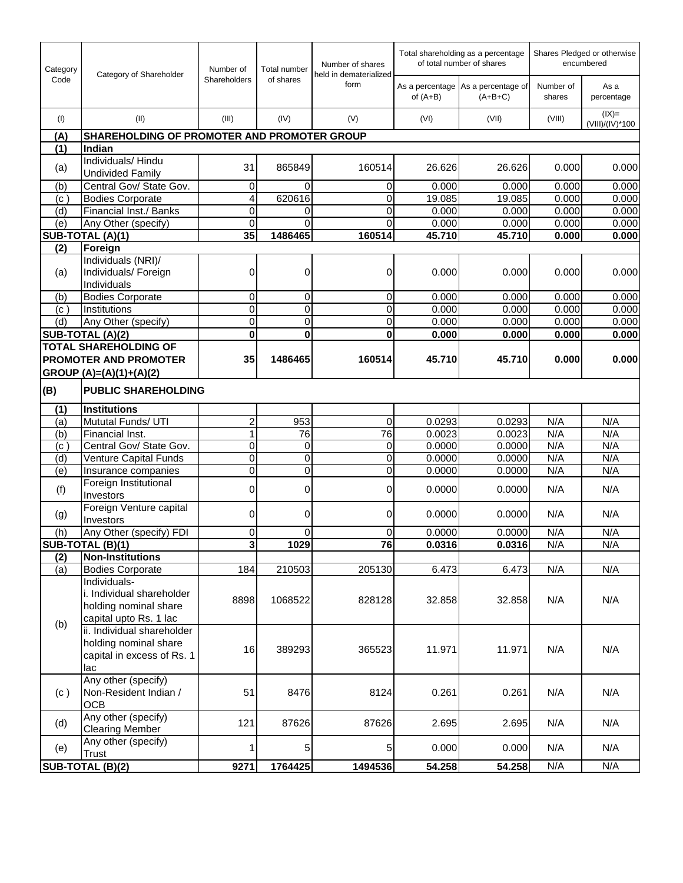| Category Code | Category of Shareholder | Number of Shareholders | Total number of shares | Number of shares held in dematerialized form | Total shareholding as a percentage of total number of shares | | Shares Pledged or otherwise encumbered | |
|---|---|---|---|---|---|---|---|---|
| | | | | | As a percentage of (A+B) | As a percentage of (A+B+C) | Number of shares | As a percentage |
| (I) | (II) | (III) | (IV) | (V) | (VI) | (VII) | (VIII) | (IX)= (VIII)/(IV)*100 |
| **(A)** | **SHAREHOLDING OF PROMOTER AND PROMOTER GROUP** | | | | | | | |
| **(1)** | **Indian** | | | | | | | |
| (a) | Individuals/ Hindu Undivided Family | 31 | 865849 | 160514 | 26.626 | 26.626 | 0.000 | 0.000 |
| (b) | Central Gov/ State Gov. | 0 | 0 | 0 | 0.000 | 0.000 | 0.000 | 0.000 |
| (c ) | Bodies Corporate | 4 | 620616 | 0 | 19.085 | 19.085 | 0.000 | 0.000 |
| (d) | Financial Inst./ Banks | 0 | 0 | 0 | 0.000 | 0.000 | 0.000 | 0.000 |
| (e) | Any Other (specify) | 0 | 0 | 0 | 0.000 | 0.000 | 0.000 | 0.000 |
| **SUB-TOTAL (A)(1)** | | **35** | **1486465** | **160514** | **45.710** | **45.710** | **0.000** | **0.000** |
| **(2)** | **Foreign** | | | | | | | |
| (a) | Individuals (NRI)/ Individuals/ Foreign Individuals | 0 | 0 | 0 | 0.000 | 0.000 | 0.000 | 0.000 |
| (b) | Bodies Corporate | 0 | 0 | 0 | 0.000 | 0.000 | 0.000 | 0.000 |
| (c ) | Institutions | 0 | 0 | 0 | 0.000 | 0.000 | 0.000 | 0.000 |
| (d) | Any Other (specify) | 0 | 0 | 0 | 0.000 | 0.000 | 0.000 | 0.000 |
| **SUB-TOTAL (A)(2)** | | **0** | **0** | **0** | **0.000** | **0.000** | **0.000** | **0.000** |
| **TOTAL SHAREHOLDING OF PROMOTER AND PROMOTER GROUP (A)=(A)(1)+(A)(2)** | | **35** | **1486465** | **160514** | **45.710** | **45.710** | **0.000** | **0.000** |
| **(B)** | **PUBLIC SHAREHOLDING** | | | | | | | |
| **(1)** | **Institutions** | | | | | | | |
| (a) | Mututal Funds/ UTI | 2 | 953 | 0 | 0.0293 | 0.0293 | N/A | N/A |
| (b) | Financial Inst. | 1 | 76 | 76 | 0.0023 | 0.0023 | N/A | N/A |
| (c ) | Central Gov/ State Gov. | 0 | 0 | 0 | 0.0000 | 0.0000 | N/A | N/A |
| (d) | Venture Capital Funds | 0 | 0 | 0 | 0.0000 | 0.0000 | N/A | N/A |
| (e) | Insurance companies | 0 | 0 | 0 | 0.0000 | 0.0000 | N/A | N/A |
| (f) | Foreign Institutional Investors | 0 | 0 | 0 | 0.0000 | 0.0000 | N/A | N/A |
| (g) | Foreign Venture capital Investors | 0 | 0 | 0 | 0.0000 | 0.0000 | N/A | N/A |
| (h) | Any Other (specify) FDI | 0 | 0 | 0 | 0.0000 | 0.0000 | N/A | N/A |
| **SUB-TOTAL (B)(1)** | | **3** | **1029** | **76** | **0.0316** | **0.0316** | N/A | N/A |
| **(2)** | **Non-Institutions** | | | | | | | |
| (a) | Bodies Corporate | 184 | 210503 | 205130 | 6.473 | 6.473 | N/A | N/A |
| (b) | Individuals- i. Individual shareholder holding nominal share capital upto Rs. 1 lac | 8898 | 1068522 | 828128 | 32.858 | 32.858 | N/A | N/A |
| | ii. Individual shareholder holding nominal share capital in excess of Rs. 1 lac | 16 | 389293 | 365523 | 11.971 | 11.971 | N/A | N/A |
| (c ) | Any other (specify) Non-Resident Indian / OCB | 51 | 8476 | 8124 | 0.261 | 0.261 | N/A | N/A |
| (d) | Any other (specify) Clearing Member | 121 | 87626 | 87626 | 2.695 | 2.695 | N/A | N/A |
| (e) | Any other (specify) Trust | 1 | 5 | 5 | 0.000 | 0.000 | N/A | N/A |
| **SUB-TOTAL (B)(2)** | | **9271** | **1764425** | **1494536** | **54.258** | **54.258** | N/A | N/A |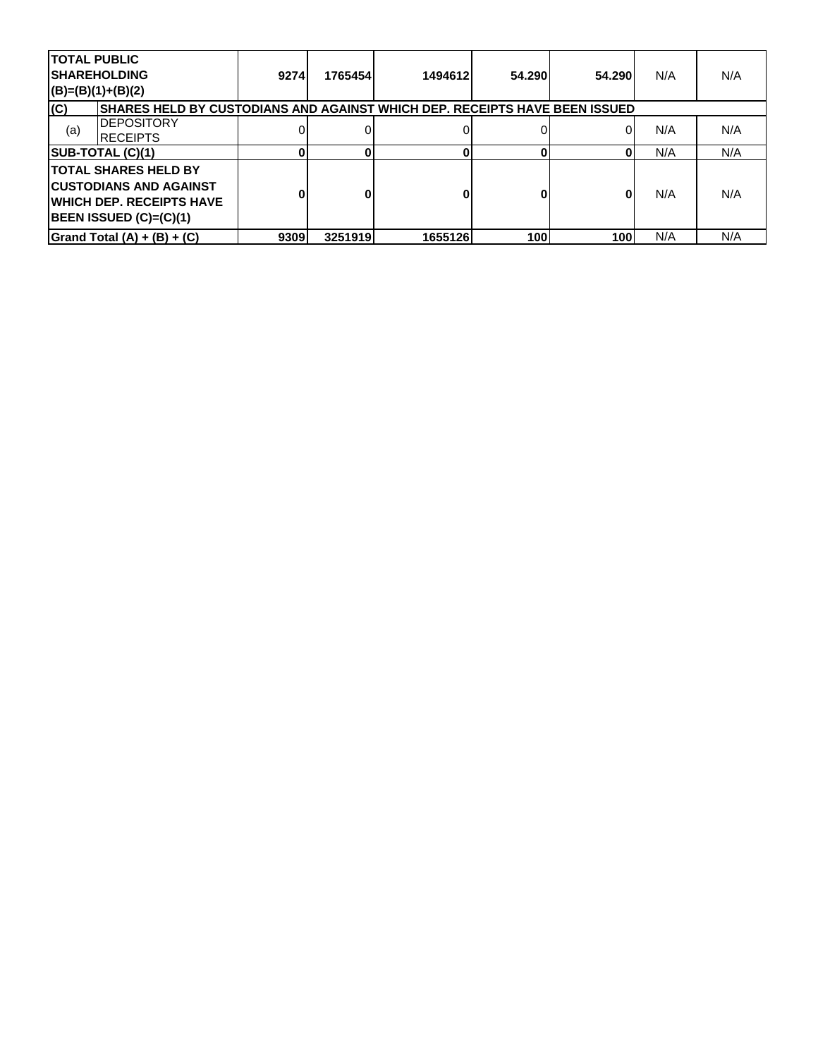| | | | | | | | | |
|---|---|---|---|---|---|---|---|---|
| **TOTAL PUBLIC SHAREHOLDING (B)=(B)(1)+(B)(2)** | | **9274** | **1765454** | **1494612** | **54.290** | **54.290** | N/A | N/A |
| **(C)** | **SHARES HELD BY CUSTODIANS AND AGAINST WHICH DEP. RECEIPTS HAVE BEEN ISSUED** | | | | | | | |
| (a) | DEPOSITORY RECEIPTS | 0 | 0 | 0 | 0 | 0 | N/A | N/A |
| **SUB-TOTAL (C)(1)** | | **0** | **0** | **0** | **0** | **0** | N/A | N/A |
| **TOTAL SHARES HELD BY CUSTODIANS AND AGAINST WHICH DEP. RECEIPTS HAVE BEEN ISSUED (C)=(C)(1)** | | **0** | **0** | **0** | **0** | **0** | N/A | N/A |
| **Grand Total (A) + (B) + (C)** | | **9309** | **3251919** | **1655126** | **100** | **100** | N/A | N/A |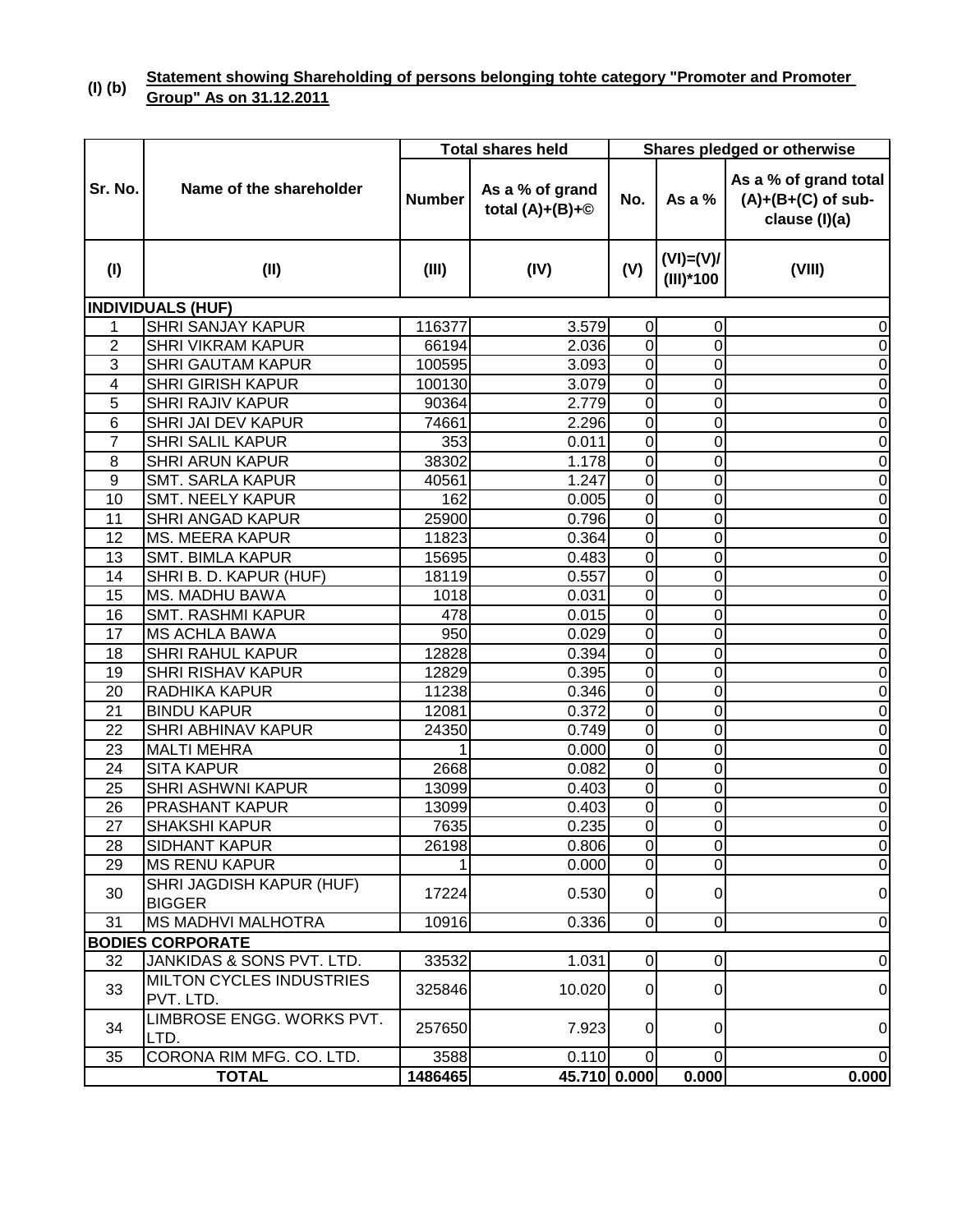**(I) (b)** **Statement showing Shareholding of persons belonging tohte category "Promoter and Promoter Group" As on 31.12.2011**

| Sr. No. | Name of the shareholder | Total shares held | | Shares pledged or otherwise | | |
|---|---|---|---|---|---|---|
| | | Number | As a % of grand total (A)+(B)+© | No. | As a % | As a % of grand total (A)+(B+(C) of sub-clause (I)(a) |
| (I) | (II) | (III) | (IV) | (V) | (VI)=(V)/(III)*100 | (VIII) |
| **INDIVIDUALS (HUF)** | | | | | | |
| 1 | SHRI SANJAY KAPUR | 116377 | 3.579 | 0 | 0 | 0 |
| 2 | SHRI VIKRAM KAPUR | 66194 | 2.036 | 0 | 0 | 0 |
| 3 | SHRI GAUTAM KAPUR | 100595 | 3.093 | 0 | 0 | 0 |
| 4 | SHRI GIRISH KAPUR | 100130 | 3.079 | 0 | 0 | 0 |
| 5 | SHRI RAJIV KAPUR | 90364 | 2.779 | 0 | 0 | 0 |
| 6 | SHRI JAI DEV KAPUR | 74661 | 2.296 | 0 | 0 | 0 |
| 7 | SHRI SALIL KAPUR | 353 | 0.011 | 0 | 0 | 0 |
| 8 | SHRI ARUN KAPUR | 38302 | 1.178 | 0 | 0 | 0 |
| 9 | SMT. SARLA KAPUR | 40561 | 1.247 | 0 | 0 | 0 |
| 10 | SMT. NEELY KAPUR | 162 | 0.005 | 0 | 0 | 0 |
| 11 | SHRI ANGAD KAPUR | 25900 | 0.796 | 0 | 0 | 0 |
| 12 | MS. MEERA KAPUR | 11823 | 0.364 | 0 | 0 | 0 |
| 13 | SMT. BIMLA KAPUR | 15695 | 0.483 | 0 | 0 | 0 |
| 14 | SHRI B. D. KAPUR (HUF) | 18119 | 0.557 | 0 | 0 | 0 |
| 15 | MS. MADHU BAWA | 1018 | 0.031 | 0 | 0 | 0 |
| 16 | SMT. RASHMI KAPUR | 478 | 0.015 | 0 | 0 | 0 |
| 17 | MS ACHLA BAWA | 950 | 0.029 | 0 | 0 | 0 |
| 18 | SHRI RAHUL KAPUR | 12828 | 0.394 | 0 | 0 | 0 |
| 19 | SHRI RISHAV KAPUR | 12829 | 0.395 | 0 | 0 | 0 |
| 20 | RADHIKA KAPUR | 11238 | 0.346 | 0 | 0 | 0 |
| 21 | BINDU KAPUR | 12081 | 0.372 | 0 | 0 | 0 |
| 22 | SHRI ABHINAV KAPUR | 24350 | 0.749 | 0 | 0 | 0 |
| 23 | MALTI MEHRA | 1 | 0.000 | 0 | 0 | 0 |
| 24 | SITA KAPUR | 2668 | 0.082 | 0 | 0 | 0 |
| 25 | SHRI ASHWNI KAPUR | 13099 | 0.403 | 0 | 0 | 0 |
| 26 | PRASHANT KAPUR | 13099 | 0.403 | 0 | 0 | 0 |
| 27 | SHAKSHI KAPUR | 7635 | 0.235 | 0 | 0 | 0 |
| 28 | SIDHANT KAPUR | 26198 | 0.806 | 0 | 0 | 0 |
| 29 | MS RENU KAPUR | 1 | 0.000 | 0 | 0 | 0 |
| 30 | SHRI JAGDISH KAPUR (HUF) BIGGER | 17224 | 0.530 | 0 | 0 | 0 |
| 31 | MS MADHVI MALHOTRA | 10916 | 0.336 | 0 | 0 | 0 |
| **BODIES CORPORATE** | | | | | | |
| 32 | JANKIDAS & SONS PVT. LTD. | 33532 | 1.031 | 0 | 0 | 0 |
| 33 | MILTON CYCLES INDUSTRIES PVT. LTD. | 325846 | 10.020 | 0 | 0 | 0 |
| 34 | LIMBROSE ENGG. WORKS PVT. LTD. | 257650 | 7.923 | 0 | 0 | 0 |
| 35 | CORONA RIM MFG. CO. LTD. | 3588 | 0.110 | 0 | 0 | 0 |
| **TOTAL** | | **1486465** | **45.710** | **0.000** | **0.000** | **0.000** |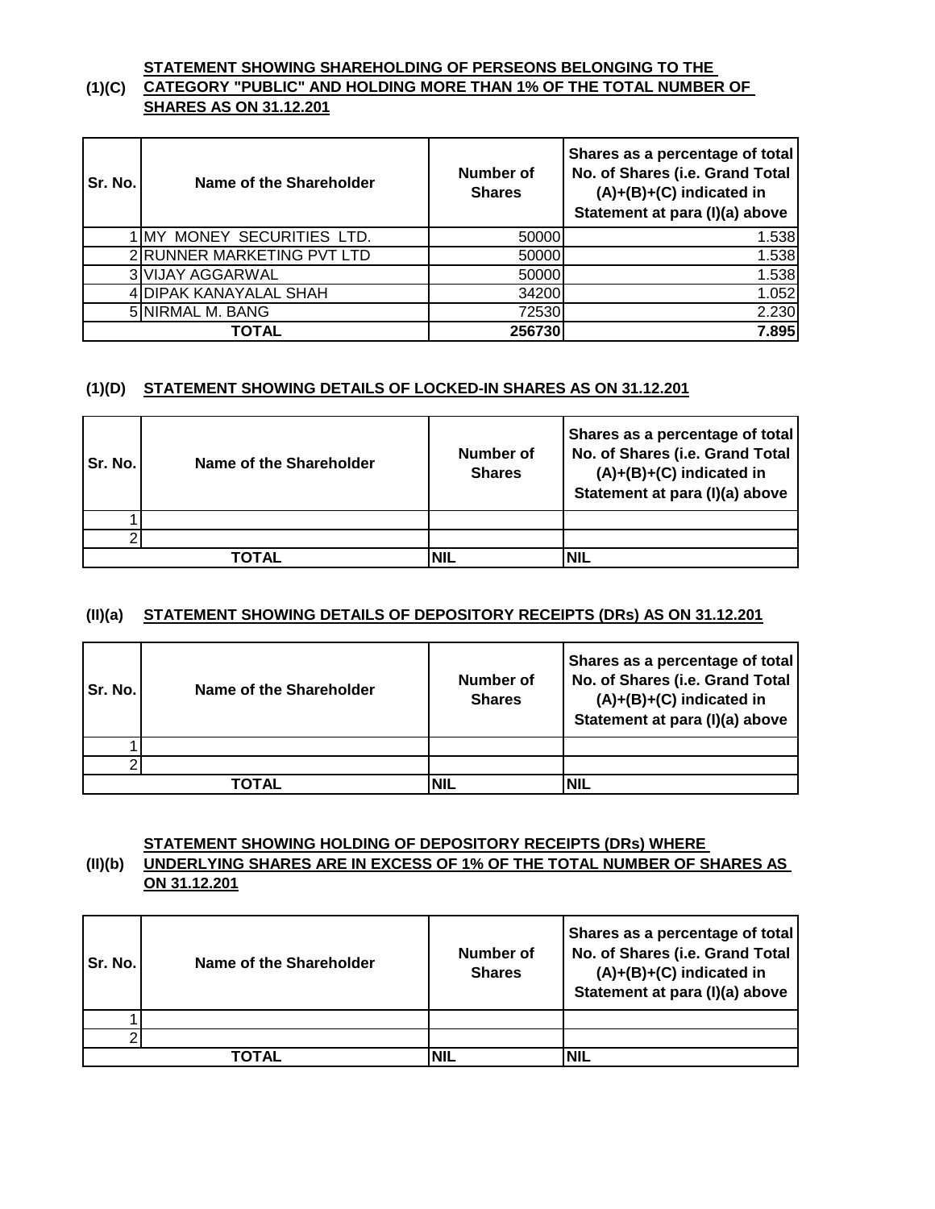**(1)(C) STATEMENT SHOWING SHAREHOLDING OF PERSEONS BELONGING TO THE CATEGORY "PUBLIC" AND HOLDING MORE THAN 1% OF THE TOTAL NUMBER OF SHARES AS ON 31.12.201**

| Sr. No. | Name of the Shareholder | Number of Shares | Shares as a percentage of total No. of Shares (i.e. Grand Total (A)+(B)+(C) indicated in Statement at para (I)(a) above |
|---|---|---|---|
| 1 | MY MONEY SECURITIES LTD. | 50000 | 1.538 |
| 2 | RUNNER MARKETING PVT LTD | 50000 | 1.538 |
| 3 | VIJAY AGGARWAL | 50000 | 1.538 |
| 4 | DIPAK KANAYALAL SHAH | 34200 | 1.052 |
| 5 | NIRMAL M. BANG | 72530 | 2.230 |
| | **TOTAL** | **256730** | **7.895** |

**(1)(D) STATEMENT SHOWING DETAILS OF LOCKED-IN SHARES AS ON 31.12.201**

| Sr. No. | Name of the Shareholder | Number of Shares | Shares as a percentage of total No. of Shares (i.e. Grand Total (A)+(B)+(C) indicated in Statement at para (I)(a) above |
|---|---|---|---|
| 1 | | | |
| 2 | | | |
| | **TOTAL** | **NIL** | **NIL** |

**(II)(a) STATEMENT SHOWING DETAILS OF DEPOSITORY RECEIPTS (DRs) AS ON 31.12.201**

| Sr. No. | Name of the Shareholder | Number of Shares | Shares as a percentage of total No. of Shares (i.e. Grand Total (A)+(B)+(C) indicated in Statement at para (I)(a) above |
|---|---|---|---|
| 1 | | | |
| 2 | | | |
| | **TOTAL** | **NIL** | **NIL** |

**(II)(b) STATEMENT SHOWING HOLDING OF DEPOSITORY RECEIPTS (DRs) WHERE UNDERLYING SHARES ARE IN EXCESS OF 1% OF THE TOTAL NUMBER OF SHARES AS ON 31.12.201**

| Sr. No. | Name of the Shareholder | Number of Shares | Shares as a percentage of total No. of Shares (i.e. Grand Total (A)+(B)+(C) indicated in Statement at para (I)(a) above |
|---|---|---|---|
| 1 | | | |
| 2 | | | |
| | **TOTAL** | **NIL** | **NIL** |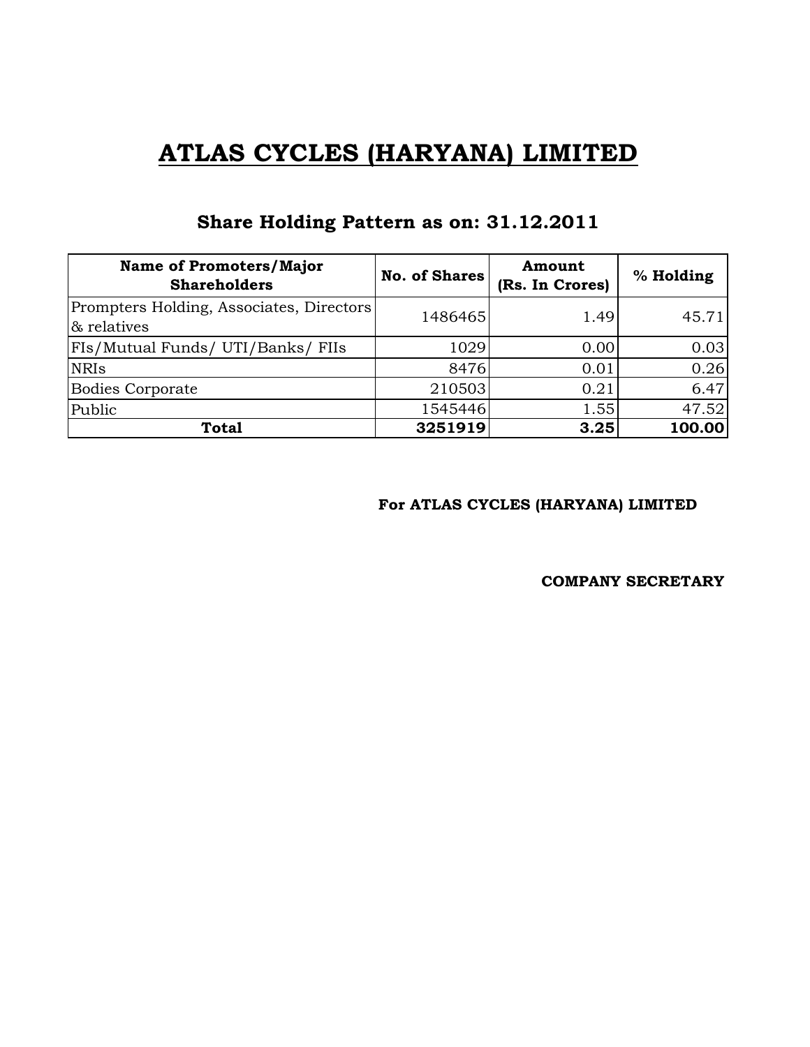# ATLAS CYCLES (HARYANA) LIMITED

## Share Holding Pattern as on: 31.12.2011

| Name of Promoters/Major Shareholders | No. of Shares | Amount (Rs. In Crores) | % Holding |
|---|---|---|---|
| Prompters Holding, Associates, Directors & relatives | 1486465 | 1.49 | 45.71 |
| FIs/Mutual Funds/ UTI/Banks/ FIIs | 1029 | 0.00 | 0.03 |
| NRIs | 8476 | 0.01 | 0.26 |
| Bodies Corporate | 210503 | 0.21 | 6.47 |
| Public | 1545446 | 1.55 | 47.52 |
| **Total** | **3251919** | **3.25** | **100.00** |

**For ATLAS CYCLES (HARYANA) LIMITED**

**COMPANY SECRETARY**